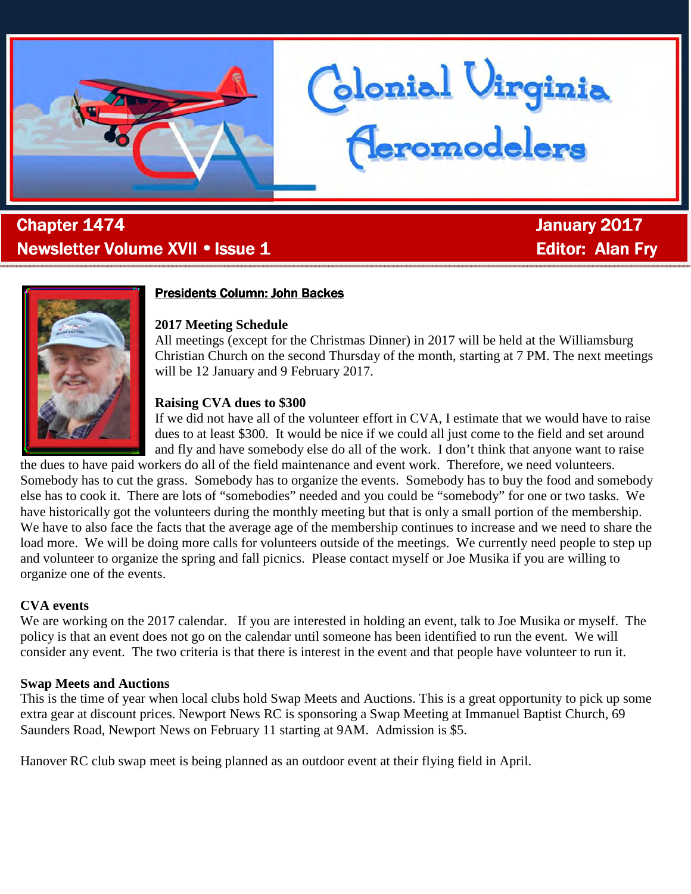# Colonial Virginia Aeromodelers

**Chapter 1474** | **January 2017**

**Newsletter Volume XVII • Issue 1** | **Editor: Alan Fry**

## Presidents Column: John Backes

### 2017 Meeting Schedule

All meetings (except for the Christmas Dinner) in 2017 will be held at the Williamsburg Christian Church on the second Thursday of the month, starting at 7 PM. The next meetings will be 12 January and 9 February 2017.

### Raising CVA dues to $300

If we did not have all of the volunteer effort in CVA, I estimate that we would have to raise dues to at least $300. It would be nice if we could all just come to the field and set around and fly and have somebody else do all of the work. I don't think that anyone want to raise the dues to have paid workers do all of the field maintenance and event work. Therefore, we need volunteers. Somebody has to cut the grass. Somebody has to organize the events. Somebody has to buy the food and somebody else has to cook it. There are lots of "somebodies" needed and you could be "somebody" for one or two tasks. We have historically got the volunteers during the monthly meeting but that is only a small portion of the membership. We have to also face the facts that the average age of the membership continues to increase and we need to share the load more. We will be doing more calls for volunteers outside of the meetings. We currently need people to step up and volunteer to organize the spring and fall picnics. Please contact myself or Joe Musika if you are willing to organize one of the events.

### CVA events

We are working on the 2017 calendar. If you are interested in holding an event, talk to Joe Musika or myself. The policy is that an event does not go on the calendar until someone has been identified to run the event. We will consider any event. The two criteria is that there is interest in the event and that people have volunteer to run it.

### Swap Meets and Auctions

This is the time of year when local clubs hold Swap Meets and Auctions. This is a great opportunity to pick up some extra gear at discount prices. Newport News RC is sponsoring a Swap Meeting at Immanuel Baptist Church, 69 Saunders Road, Newport News on February 11 starting at 9AM. Admission is $5.

Hanover RC club swap meet is being planned as an outdoor event at their flying field in April.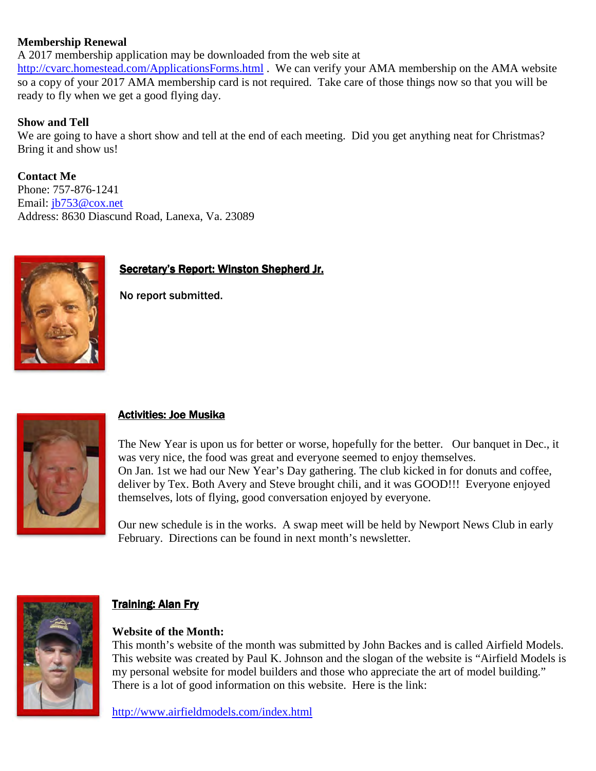**Membership Renewal**

A 2017 membership application may be downloaded from the web site at http://cvarc.homestead.com/ApplicationsForms.html . We can verify your AMA membership on the AMA website so a copy of your 2017 AMA membership card is not required. Take care of those things now so that you will be ready to fly when we get a good flying day.

**Show and Tell**

We are going to have a short show and tell at the end of each meeting. Did you get anything neat for Christmas? Bring it and show us!

**Contact Me**

Phone: 757-876-1241
Email: jb753@cox.net
Address: 8630 Diascund Road, Lanexa, Va. 23089

## Secretary's Report: Winston Shepherd Jr.

**No report submitted.**

## Activities: Joe Musika

The New Year is upon us for better or worse, hopefully for the better. Our banquet in Dec., it was very nice, the food was great and everyone seemed to enjoy themselves.
On Jan. 1st we had our New Year's Day gathering. The club kicked in for donuts and coffee, deliver by Tex. Both Avery and Steve brought chili, and it was GOOD!!! Everyone enjoyed themselves, lots of flying, good conversation enjoyed by everyone.

Our new schedule is in the works. A swap meet will be held by Newport News Club in early February. Directions can be found in next month's newsletter.

## Training: Alan Fry

**Website of the Month:**

This month's website of the month was submitted by John Backes and is called Airfield Models. This website was created by Paul K. Johnson and the slogan of the website is "Airfield Models is my personal website for model builders and those who appreciate the art of model building." There is a lot of good information on this website. Here is the link:

http://www.airfieldmodels.com/index.html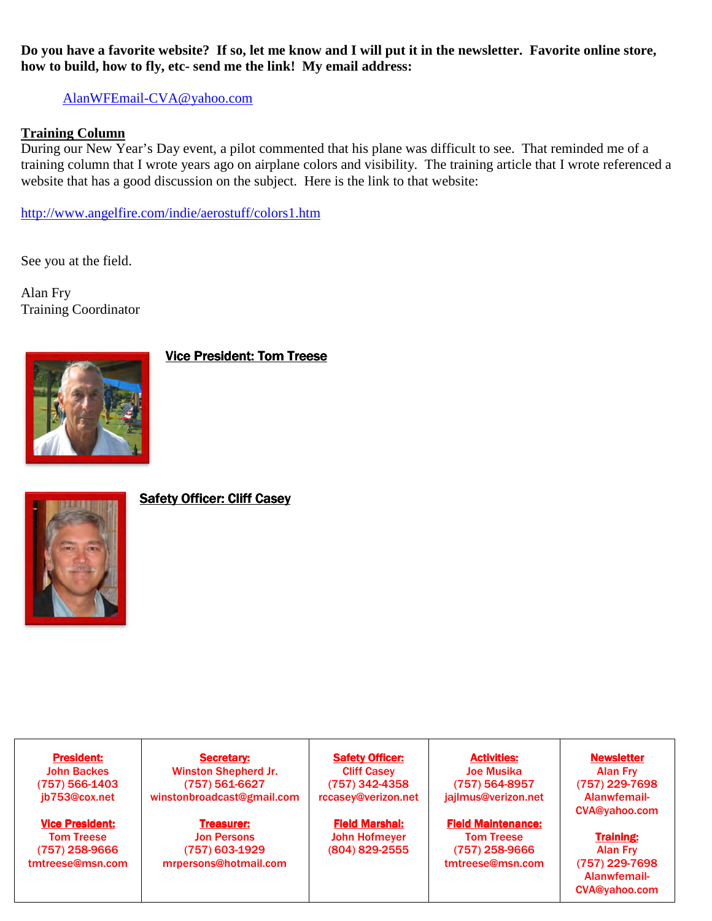**Do you have a favorite website? If so, let me know and I will put it in the newsletter. Favorite online store, how to build, how to fly, etc- send me the link! My email address:**

AlanWFEmail-CVA@yahoo.com

**Training Column**

During our New Year's Day event, a pilot commented that his plane was difficult to see. That reminded me of a training column that I wrote years ago on airplane colors and visibility. The training article that I wrote referenced a website that has a good discussion on the subject. Here is the link to that website:

http://www.angelfire.com/indie/aerostuff/colors1.htm

See you at the field.

Alan Fry
Training Coordinator

**Vice President: Tom Treese**

**Safety Officer: Cliff Casey**

| | | | | |
|---|---|---|---|---|
| **President:** John Backes (757) 566-1403 jb753@cox.net | **Secretary:** Winston Shepherd Jr. (757) 561-6627 winstonbroadcast@gmail.com | **Safety Officer:** Cliff Casey (757) 342-4358 rccasey@verizon.net | **Activities:** Joe Musika (757) 564-8957 jajlmus@verizon.net | **Newsletter** Alan Fry (757) 229-7698 Alanwfemail-CVA@yahoo.com |
| **Vice President:** Tom Treese (757) 258-9666 tmtreese@msn.com | **Treasurer:** Jon Persons (757) 603-1929 mrpersons@hotmail.com | **Field Marshal:** John Hofmeyer (804) 829-2555 | **Field Maintenance:** Tom Treese (757) 258-9666 tmtreese@msn.com | **Training:** Alan Fry (757) 229-7698 Alanwfemail-CVA@yahoo.com |